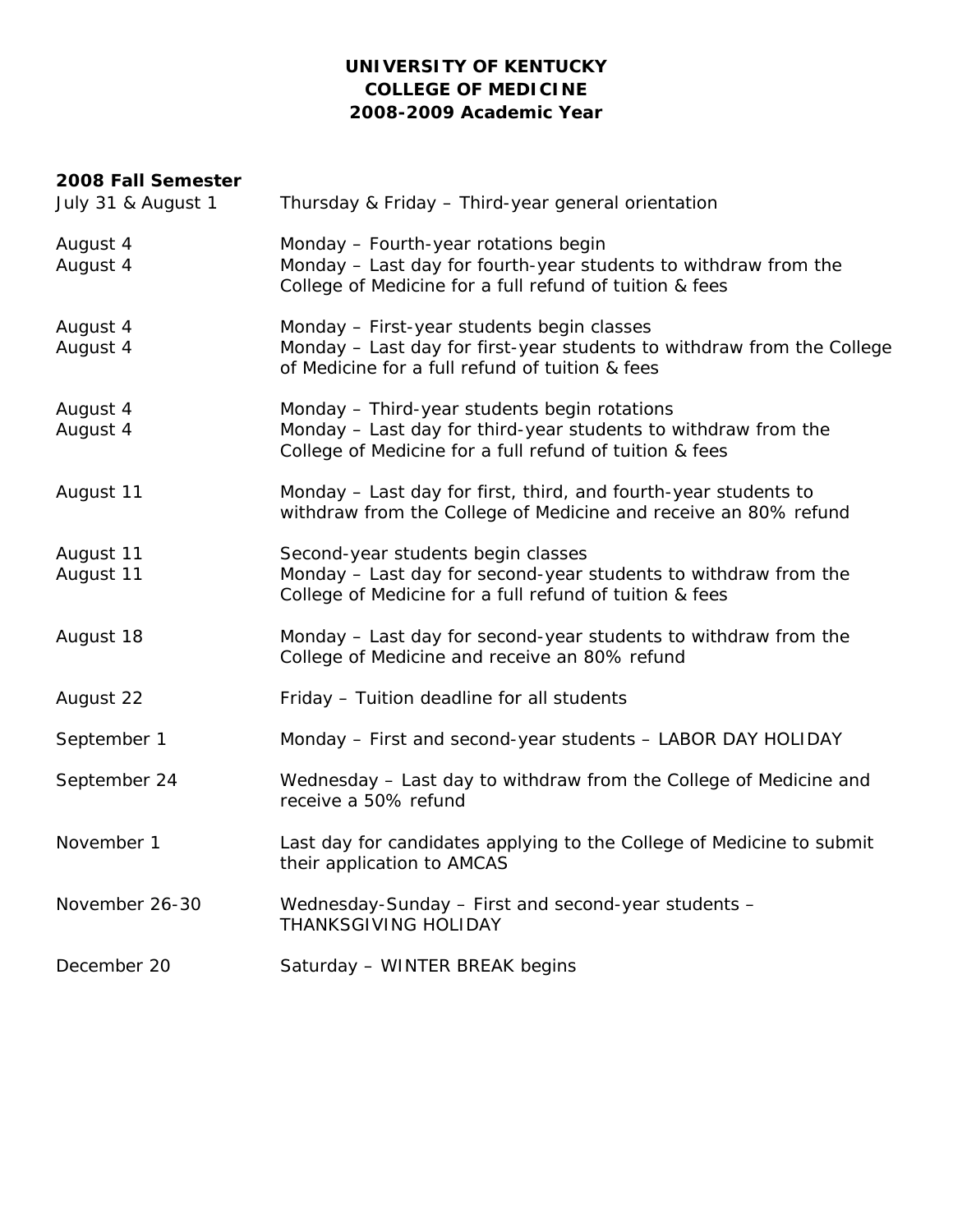# UNIVERSITY OF KENTUCKY
# COLLEGE OF MEDICINE
# 2008-2009 Academic Year

## 2008 Fall Semester

| | |
|---|---|
| July 31 & August 1 | Thursday & Friday – Third-year general orientation |
| August 4 | Monday – Fourth-year rotations begin |
| August 4 | Monday – Last day for fourth-year students to withdraw from the College of Medicine for a full refund of tuition & fees |
| August 4 | Monday – First-year students begin classes |
| August 4 | Monday – Last day for first-year students to withdraw from the College of Medicine for a full refund of tuition & fees |
| August 4 | Monday – Third-year students begin rotations |
| August 4 | Monday – Last day for third-year students to withdraw from the College of Medicine for a full refund of tuition & fees |
| August 11 | Monday – Last day for first, third, and fourth-year students to withdraw from the College of Medicine and receive an 80% refund |
| August 11 | Second-year students begin classes |
| August 11 | Monday – Last day for second-year students to withdraw from the College of Medicine for a full refund of tuition & fees |
| August 18 | Monday – Last day for second-year students to withdraw from the College of Medicine and receive an 80% refund |
| August 22 | Friday – Tuition deadline for all students |
| September 1 | Monday – First and second-year students – LABOR DAY HOLIDAY |
| September 24 | Wednesday – Last day to withdraw from the College of Medicine and receive a 50% refund |
| November 1 | Last day for candidates applying to the College of Medicine to submit their application to AMCAS |
| November 26-30 | Wednesday-Sunday – First and second-year students – THANKSGIVING HOLIDAY |
| December 20 | Saturday – WINTER BREAK begins |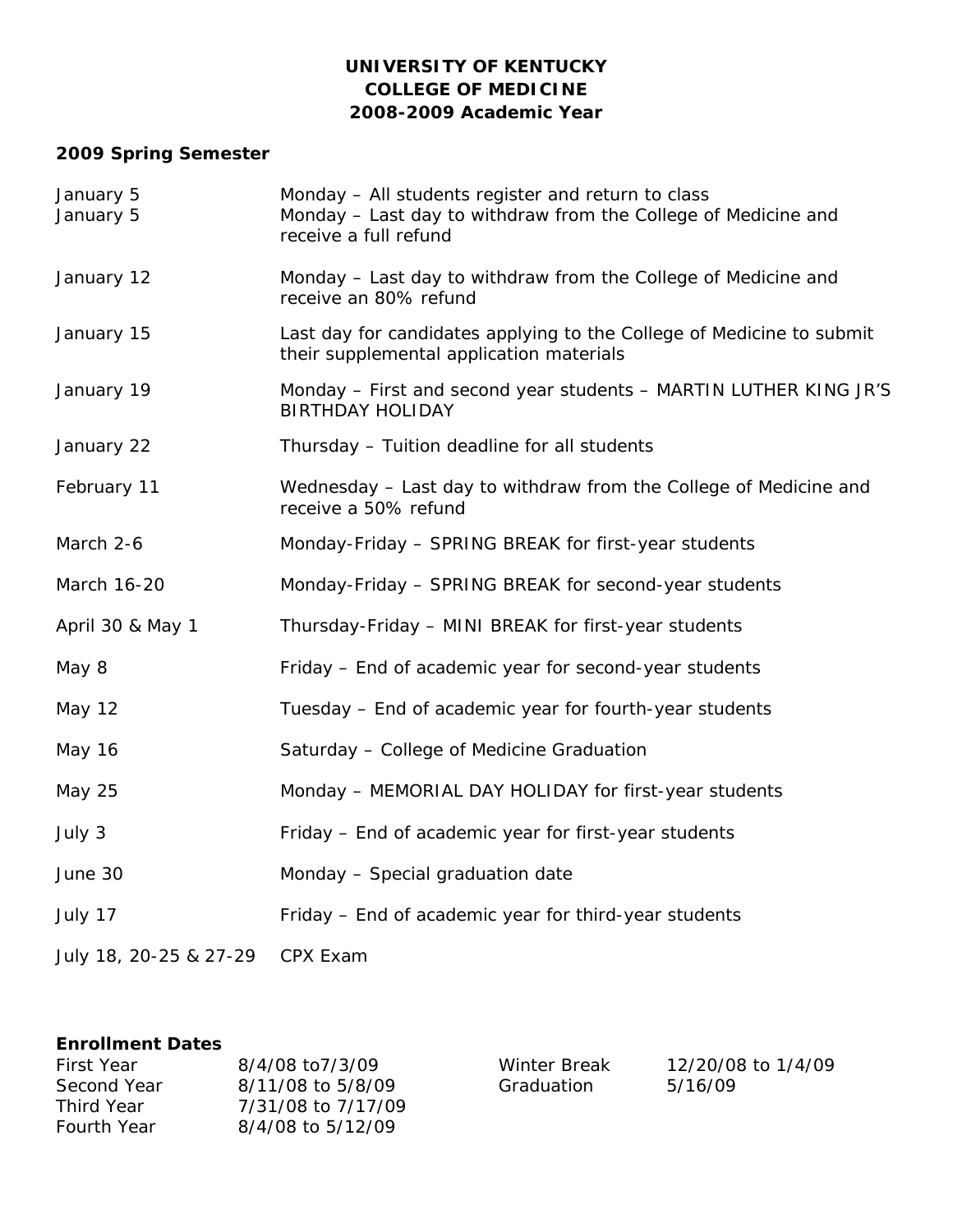**UNIVERSITY OF KENTUCKY**
**COLLEGE OF MEDICINE**
**2008-2009 Academic Year**

## 2009 Spring Semester

| | |
|---|---|
| January 5 | Monday – All students register and return to class |
| January 5 | Monday – Last day to withdraw from the College of Medicine and receive a full refund |
| January 12 | Monday – Last day to withdraw from the College of Medicine and receive an 80% refund |
| January 15 | Last day for candidates applying to the College of Medicine to submit their supplemental application materials |
| January 19 | Monday – First and second year students – MARTIN LUTHER KING JR'S BIRTHDAY HOLIDAY |
| January 22 | Thursday – Tuition deadline for all students |
| February 11 | Wednesday – Last day to withdraw from the College of Medicine and receive a 50% refund |
| March 2-6 | Monday-Friday – SPRING BREAK for first-year students |
| March 16-20 | Monday-Friday – SPRING BREAK for second-year students |
| April 30 & May 1 | Thursday-Friday – MINI BREAK for first-year students |
| May 8 | Friday – End of academic year for second-year students |
| May 12 | Tuesday – End of academic year for fourth-year students |
| May 16 | Saturday – College of Medicine Graduation |
| May 25 | Monday – MEMORIAL DAY HOLIDAY for first-year students |
| July 3 | Friday – End of academic year for first-year students |
| June 30 | Monday – Special graduation date |
| July 17 | Friday – End of academic year for third-year students |
| July 18, 20-25 & 27-29 | CPX Exam |

**Enrollment Dates**

| | | | |
|---|---|---|---|
| First Year | 8/4/08 to7/3/09 | Winter Break | 12/20/08 to 1/4/09 |
| Second Year | 8/11/08 to 5/8/09 | Graduation | 5/16/09 |
| Third Year | 7/31/08 to 7/17/09 | | |
| Fourth Year | 8/4/08 to 5/12/09 | | |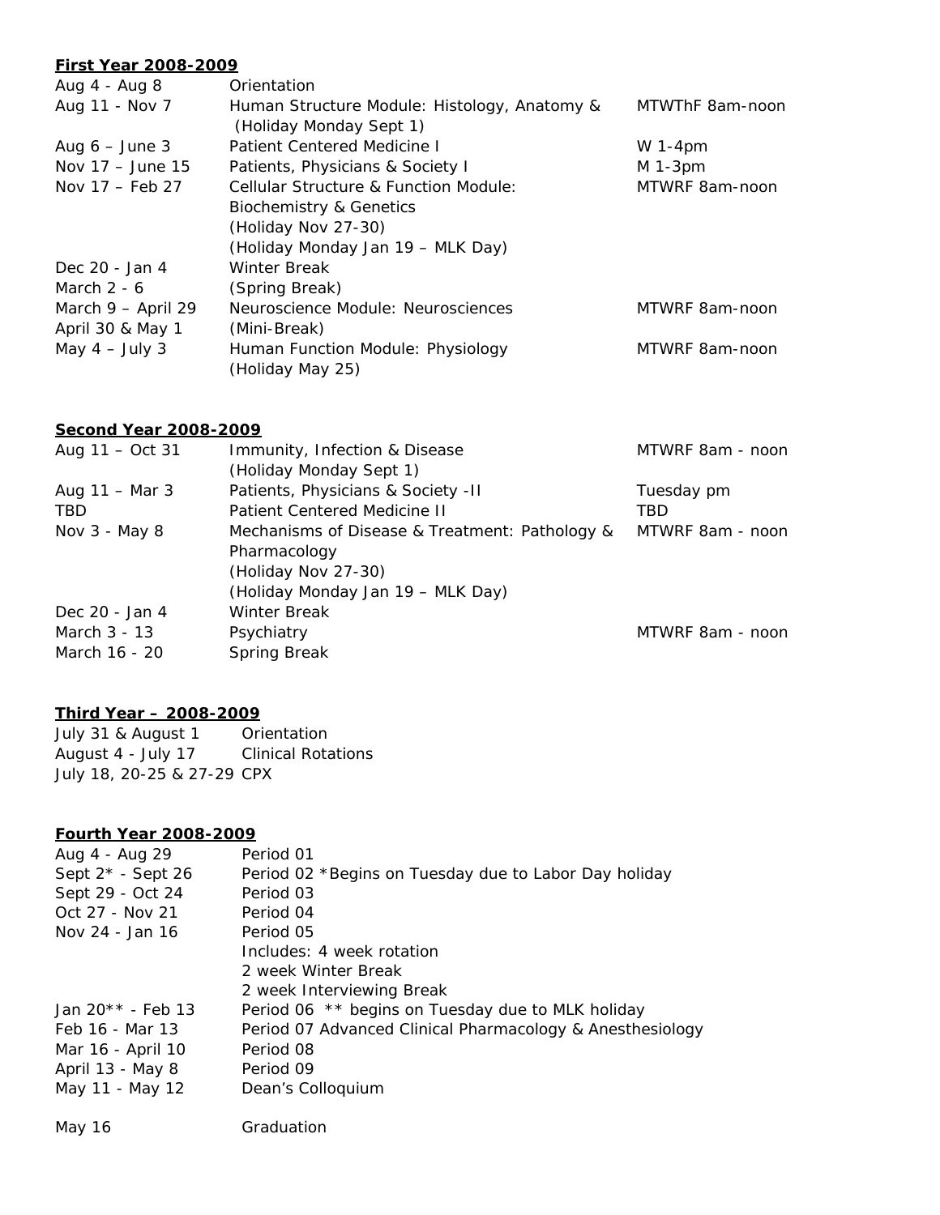**First Year 2008-2009**

| | | |
|---|---|---|
| Aug 4 - Aug 8 | Orientation | |
| Aug 11 - Nov 7 | Human Structure Module: Histology, Anatomy & (Holiday Monday Sept 1) | MTWThF 8am-noon |
| Aug 6 – June 3 | Patient Centered Medicine I | W 1-4pm |
| Nov 17 – June 15 | Patients, Physicians & Society I | M 1-3pm |
| Nov 17 – Feb 27 | Cellular Structure & Function Module: Biochemistry & Genetics (Holiday Nov 27-30) (Holiday Monday Jan 19 – MLK Day) | MTWRF 8am-noon |
| Dec 20 - Jan 4 | Winter Break | |
| March 2 - 6 | (Spring Break) | |
| March 9 – April 29 | Neuroscience Module: Neurosciences | MTWRF 8am-noon |
| April 30 & May 1 | (Mini-Break) | |
| May 4 – July 3 | Human Function Module: Physiology (Holiday May 25) | MTWRF 8am-noon |

**Second Year 2008-2009**

| | | |
|---|---|---|
| Aug 11 – Oct 31 | Immunity, Infection & Disease (Holiday Monday Sept 1) | MTWRF 8am - noon |
| Aug 11 – Mar 3 | Patients, Physicians & Society -II | Tuesday pm |
| TBD | Patient Centered Medicine II | TBD |
| Nov 3 - May 8 | Mechanisms of Disease & Treatment: Pathology & Pharmacology (Holiday Nov 27-30) (Holiday Monday Jan 19 – MLK Day) | MTWRF 8am - noon |
| Dec 20 - Jan 4 | Winter Break | |
| March 3 - 13 | Psychiatry | MTWRF 8am - noon |
| March 16 - 20 | Spring Break | |

**Third Year – 2008-2009**

| | |
|---|---|
| July 31 & August 1 | Orientation |
| August 4 - July 17 | Clinical Rotations |
| July 18, 20-25 & 27-29 | CPX |

**Fourth Year 2008-2009**

| | |
|---|---|
| Aug 4 - Aug 29 | Period 01 |
| Sept 2* - Sept 26 | Period 02 *Begins on Tuesday due to Labor Day holiday |
| Sept 29 - Oct 24 | Period 03 |
| Oct 27 - Nov 21 | Period 04 |
| Nov 24 - Jan 16 | Period 05 Includes: 4 week rotation; 2 week Winter Break; 2 week Interviewing Break |
| Jan 20** - Feb 13 | Period 06 ** begins on Tuesday due to MLK holiday |
| Feb 16 - Mar 13 | Period 07 Advanced Clinical Pharmacology & Anesthesiology |
| Mar 16 - April 10 | Period 08 |
| April 13 - May 8 | Period 09 |
| May 11 - May 12 | Dean's Colloquium |
| May 16 | Graduation |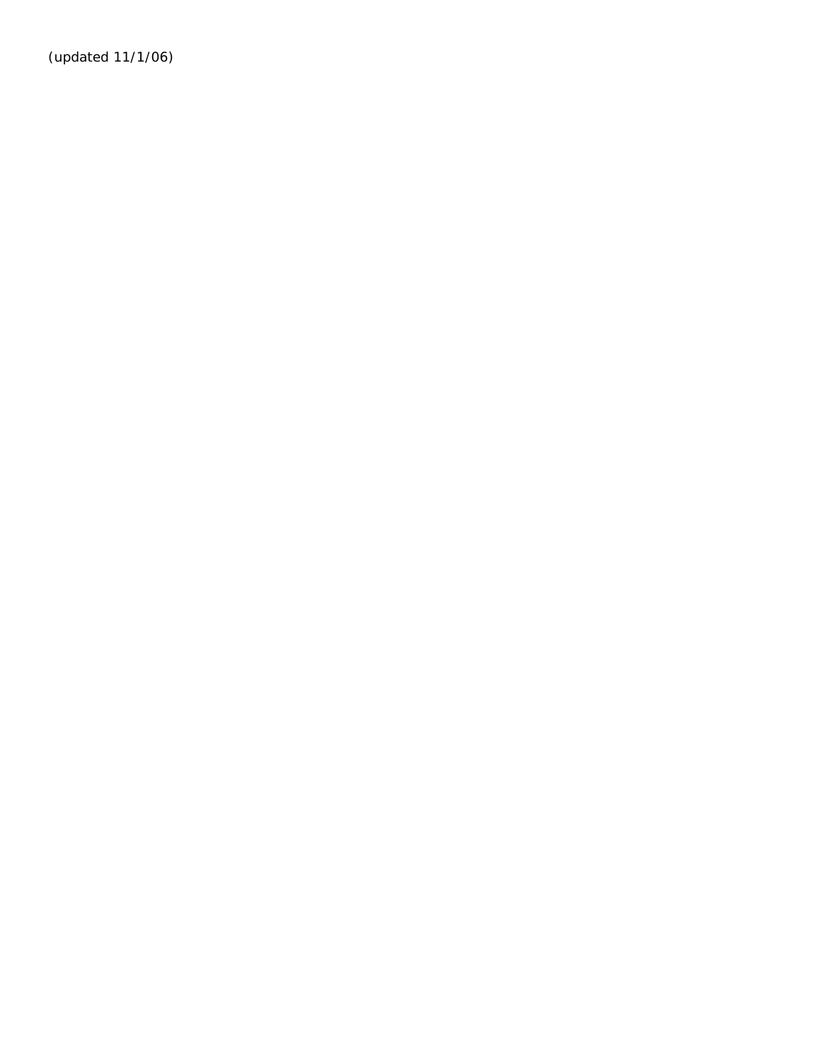(updated 11/1/06)